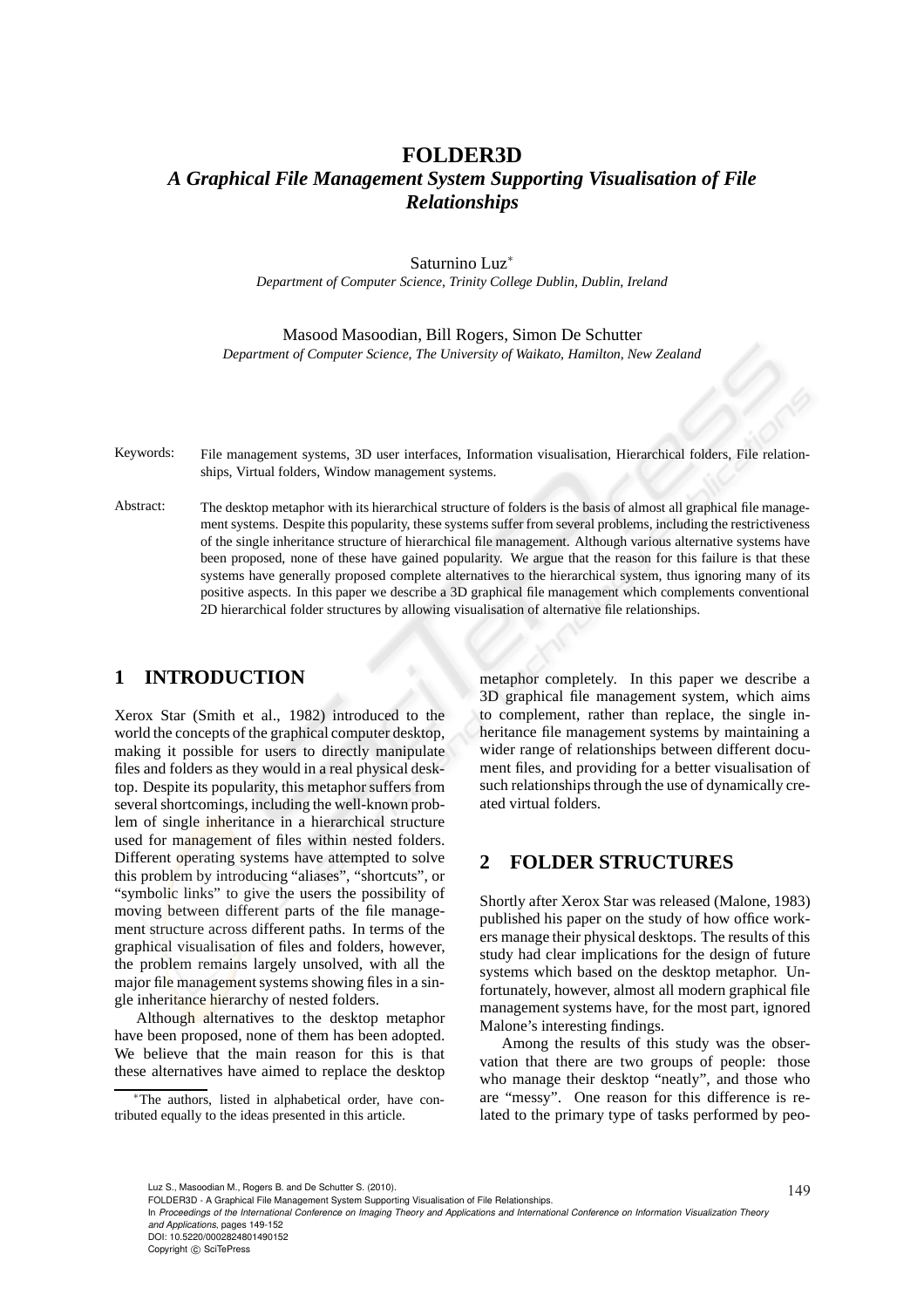// FOLDER3D
## *A Graphical File Management System Supporting Visualisation of File Relationships*

Saturnino Luz*
*Department of Computer Science, Trinity College Dublin, Dublin, Ireland*

Masood Masoodian, Bill Rogers, Simon De Schutter
*Department of Computer Science, The University of Waikato, Hamilton, New Zealand*

Keywords: File management systems, 3D user interfaces, Information visualisation, Hierarchical folders, File relationships, Virtual folders, Window management systems.

Abstract: The desktop metaphor with its hierarchical structure of folders is the basis of almost all graphical file management systems. Despite this popularity, these systems suffer from several problems, including the restrictiveness of the single inheritance structure of hierarchical file management. Although various alternative systems have been proposed, none of these have gained popularity. We argue that the reason for this failure is that these systems have generally proposed complete alternatives to the hierarchical system, thus ignoring many of its positive aspects. In this paper we describe a 3D graphical file management which complements conventional 2D hierarchical folder structures by allowing visualisation of alternative file relationships.

## 1 INTRODUCTION

Xerox Star (Smith et al., 1982) introduced to the world the concepts of the graphical computer desktop, making it possible for users to directly manipulate files and folders as they would in a real physical desktop. Despite its popularity, this metaphor suffers from several shortcomings, including the well-known problem of single inheritance in a hierarchical structure used for management of files within nested folders. Different operating systems have attempted to solve this problem by introducing "aliases", "shortcuts", or "symbolic links" to give the users the possibility of moving between different parts of the file management structure across different paths. In terms of the graphical visualisation of files and folders, however, the problem remains largely unsolved, with all the major file management systems showing files in a single inheritance hierarchy of nested folders.

Although alternatives to the desktop metaphor have been proposed, none of them has been adopted. We believe that the main reason for this is that these alternatives have aimed to replace the desktop metaphor completely. In this paper we describe a 3D graphical file management system, which aims to complement, rather than replace, the single inheritance file management systems by maintaining a wider range of relationships between different document files, and providing for a better visualisation of such relationships through the use of dynamically created virtual folders.

## 2 FOLDER STRUCTURES

Shortly after Xerox Star was released (Malone, 1983) published his paper on the study of how office workers manage their physical desktops. The results of this study had clear implications for the design of future systems which based on the desktop metaphor. Unfortunately, however, almost all modern graphical file management systems have, for the most part, ignored Malone's interesting findings.

Among the results of this study was the observation that there are two groups of people: those who manage their desktop "neatly", and those who are "messy". One reason for this difference is related to the primary type of tasks performed by peo-

*The authors, listed in alphabetical order, have contributed equally to the ideas presented in this article.

Luz S., Masoodian M., Rogers B. and De Schutter S. (2010).
FOLDER3D - A Graphical File Management System Supporting Visualisation of File Relationships.
In *Proceedings of the International Conference on Imaging Theory and Applications and International Conference on Information Visualization Theory and Applications*, pages 149-152
DOI: 10.5220/0002824801490152
Copyright © SciTePress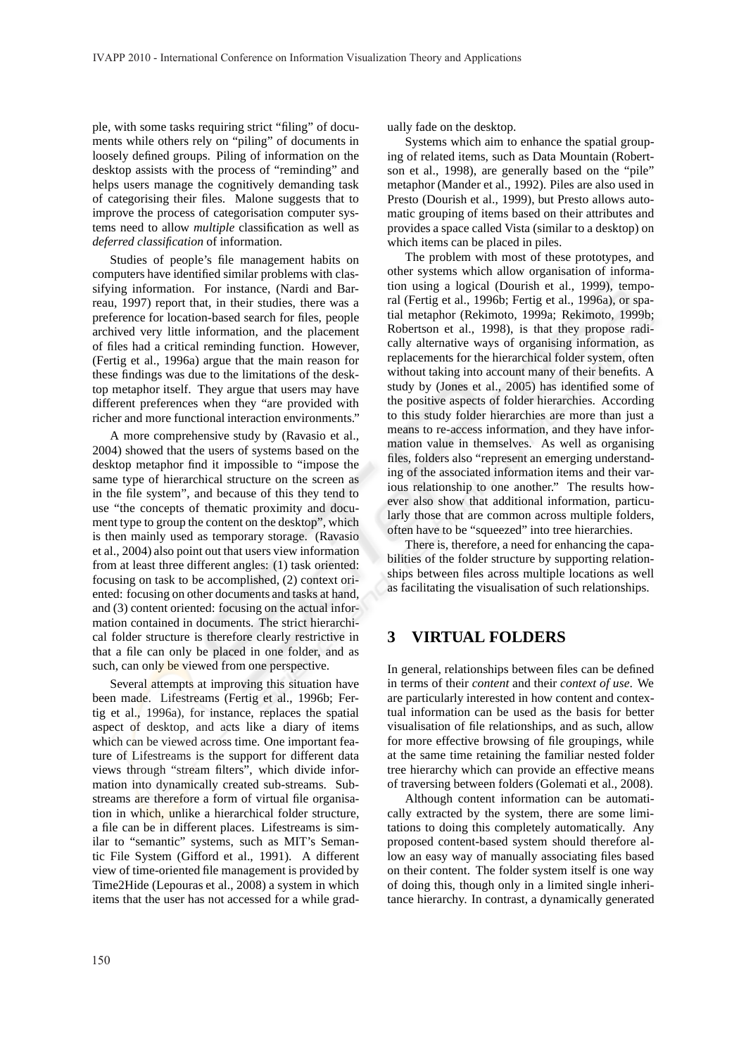ple, with some tasks requiring strict "filing" of documents while others rely on "piling" of documents in loosely defined groups. Piling of information on the desktop assists with the process of "reminding" and helps users manage the cognitively demanding task of categorising their files. Malone suggests that to improve the process of categorisation computer systems need to allow *multiple* classification as well as *deferred classification* of information.

Studies of people's file management habits on computers have identified similar problems with classifying information. For instance, (Nardi and Barreau, 1997) report that, in their studies, there was a preference for location-based search for files, people archived very little information, and the placement of files had a critical reminding function. However, (Fertig et al., 1996a) argue that the main reason for these findings was due to the limitations of the desktop metaphor itself. They argue that users may have different preferences when they "are provided with richer and more functional interaction environments."

A more comprehensive study by (Ravasio et al., 2004) showed that the users of systems based on the desktop metaphor find it impossible to "impose the same type of hierarchical structure on the screen as in the file system", and because of this they tend to use "the concepts of thematic proximity and document type to group the content on the desktop", which is then mainly used as temporary storage. (Ravasio et al., 2004) also point out that users view information from at least three different angles: (1) task oriented: focusing on task to be accomplished, (2) context oriented: focusing on other documents and tasks at hand, and (3) content oriented: focusing on the actual information contained in documents. The strict hierarchical folder structure is therefore clearly restrictive in that a file can only be placed in one folder, and as such, can only be viewed from one perspective.

Several attempts at improving this situation have been made. Lifestreams (Fertig et al., 1996b; Fertig et al., 1996a), for instance, replaces the spatial aspect of desktop, and acts like a diary of items which can be viewed across time. One important feature of Lifestreams is the support for different data views through "stream filters", which divide information into dynamically created sub-streams. Substreams are therefore a form of virtual file organisation in which, unlike a hierarchical folder structure, a file can be in different places. Lifestreams is similar to "semantic" systems, such as MIT's Semantic File System (Gifford et al., 1991). A different view of time-oriented file management is provided by Time2Hide (Lepouras et al., 2008) a system in which items that the user has not accessed for a while gradually fade on the desktop.

Systems which aim to enhance the spatial grouping of related items, such as Data Mountain (Robertson et al., 1998), are generally based on the "pile" metaphor (Mander et al., 1992). Piles are also used in Presto (Dourish et al., 1999), but Presto allows automatic grouping of items based on their attributes and provides a space called Vista (similar to a desktop) on which items can be placed in piles.

The problem with most of these prototypes, and other systems which allow organisation of information using a logical (Dourish et al., 1999), temporal (Fertig et al., 1996b; Fertig et al., 1996a), or spatial metaphor (Rekimoto, 1999a; Rekimoto, 1999b; Robertson et al., 1998), is that they propose radically alternative ways of organising information, as replacements for the hierarchical folder system, often without taking into account many of their benefits. A study by (Jones et al., 2005) has identified some of the positive aspects of folder hierarchies. According to this study folder hierarchies are more than just a means to re-access information, and they have information value in themselves. As well as organising files, folders also "represent an emerging understanding of the associated information items and their various relationship to one another." The results however also show that additional information, particularly those that are common across multiple folders, often have to be "squeezed" into tree hierarchies.

There is, therefore, a need for enhancing the capabilities of the folder structure by supporting relationships between files across multiple locations as well as facilitating the visualisation of such relationships.

## 3 VIRTUAL FOLDERS

In general, relationships between files can be defined in terms of their *content* and their *context of use*. We are particularly interested in how content and contextual information can be used as the basis for better visualisation of file relationships, and as such, allow for more effective browsing of file groupings, while at the same time retaining the familiar nested folder tree hierarchy which can provide an effective means of traversing between folders (Golemati et al., 2008).

Although content information can be automatically extracted by the system, there are some limitations to doing this completely automatically. Any proposed content-based system should therefore allow an easy way of manually associating files based on their content. The folder system itself is one way of doing this, though only in a limited single inheritance hierarchy. In contrast, a dynamically generated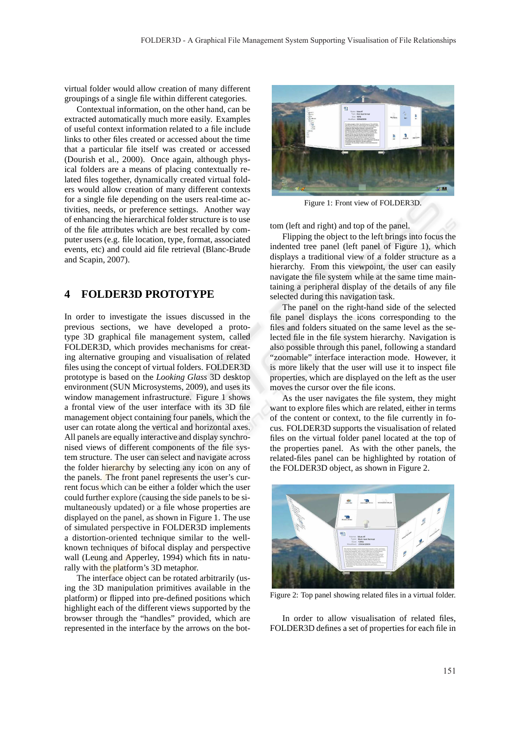virtual folder would allow creation of many different groupings of a single file within different categories.

Contextual information, on the other hand, can be extracted automatically much more easily. Examples of useful context information related to a file include links to other files created or accessed about the time that a particular file itself was created or accessed (Dourish et al., 2000). Once again, although physical folders are a means of placing contextually related files together, dynamically created virtual folders would allow creation of many different contexts for a single file depending on the users real-time activities, needs, or preference settings. Another way of enhancing the hierarchical folder structure is to use of the file attributes which are best recalled by computer users (e.g. file location, type, format, associated events, etc) and could aid file retrieval (Blanc-Brude and Scapin, 2007).

## 4 FOLDER3D PROTOTYPE

In order to investigate the issues discussed in the previous sections, we have developed a prototype 3D graphical file management system, called FOLDER3D, which provides mechanisms for creating alternative grouping and visualisation of related files using the concept of virtual folders. FOLDER3D prototype is based on the *Looking Glass* 3D desktop environment (SUN Microsystems, 2009), and uses its window management infrastructure. Figure 1 shows a frontal view of the user interface with its 3D file management object containing four panels, which the user can rotate along the vertical and horizontal axes. All panels are equally interactive and display synchronised views of different components of the file system structure. The user can select and navigate across the folder hierarchy by selecting any icon on any of the panels. The front panel represents the user's current focus which can be either a folder which the user could further explore (causing the side panels to be simultaneously updated) or a file whose properties are displayed on the panel, as shown in Figure 1. The use of simulated perspective in FOLDER3D implements a distortion-oriented technique similar to the well-known techniques of bifocal display and perspective wall (Leung and Apperley, 1994) which fits in naturally with the platform's 3D metaphor.

The interface object can be rotated arbitrarily (using the 3D manipulation primitives available in the platform) or flipped into pre-defined positions which highlight each of the different views supported by the browser through the "handles" provided, which are represented in the interface by the arrows on the bottom (left and right) and top of the panel.

Figure 1: Front view of FOLDER3D.

Flipping the object to the left brings into focus the indented tree panel (left panel of Figure 1), which displays a traditional view of a folder structure as a hierarchy. From this viewpoint, the user can easily navigate the file system while at the same time maintaining a peripheral display of the details of any file selected during this navigation task.

The panel on the right-hand side of the selected file panel displays the icons corresponding to the files and folders situated on the same level as the selected file in the file system hierarchy. Navigation is also possible through this panel, following a standard "zoomable" interface interaction mode. However, it is more likely that the user will use it to inspect file properties, which are displayed on the left as the user moves the cursor over the file icons.

As the user navigates the file system, they might want to explore files which are related, either in terms of the content or context, to the file currently in focus. FOLDER3D supports the visualisation of related files on the virtual folder panel located at the top of the properties panel. As with the other panels, the related-files panel can be highlighted by rotation of the FOLDER3D object, as shown in Figure 2.

Figure 2: Top panel showing related files in a virtual folder.

In order to allow visualisation of related files, FOLDER3D defines a set of properties for each file in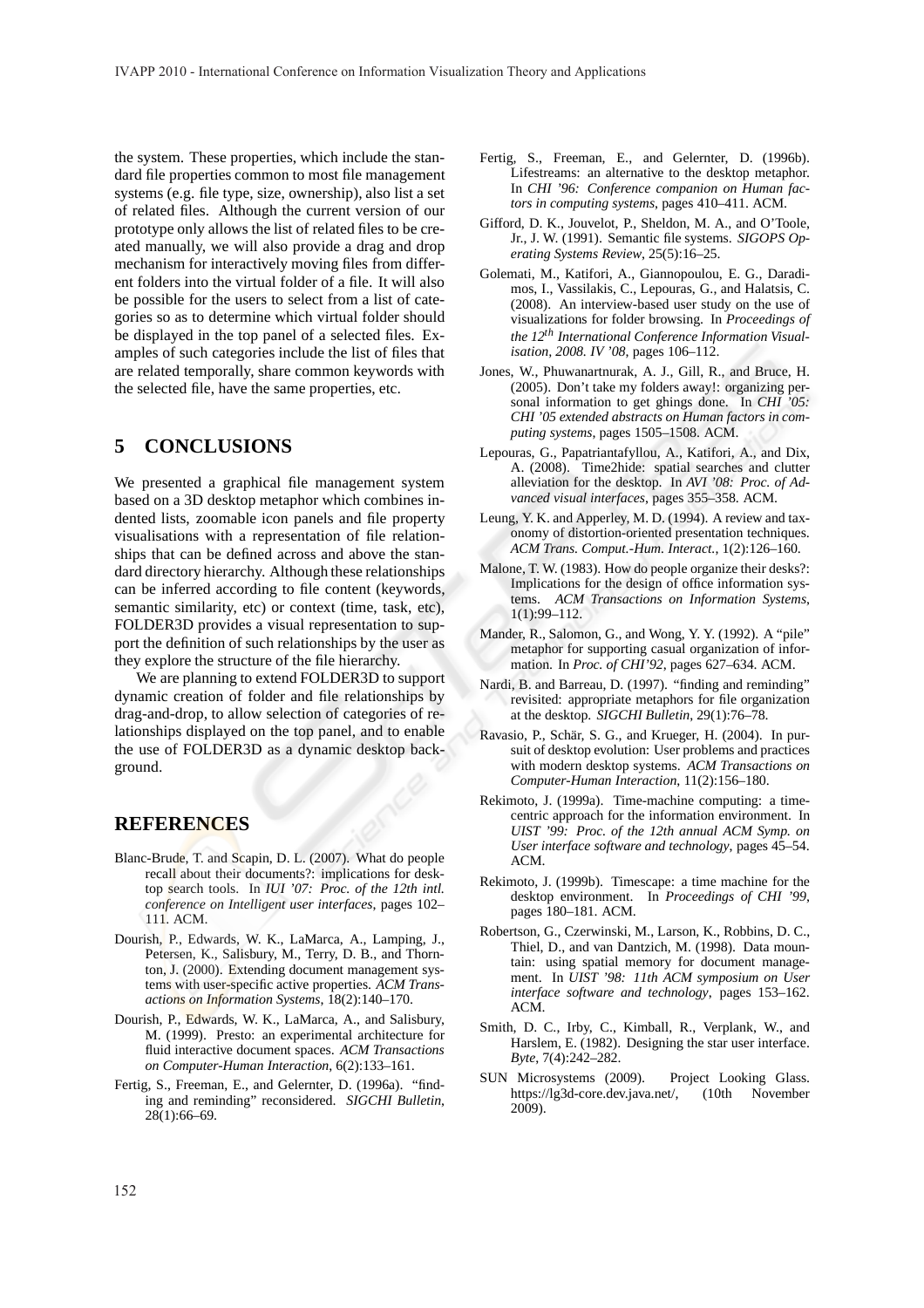the system. These properties, which include the standard file properties common to most file management systems (e.g. file type, size, ownership), also list a set of related files. Although the current version of our prototype only allows the list of related files to be created manually, we will also provide a drag and drop mechanism for interactively moving files from different folders into the virtual folder of a file. It will also be possible for the users to select from a list of categories so as to determine which virtual folder should be displayed in the top panel of a selected files. Examples of such categories include the list of files that are related temporally, share common keywords with the selected file, have the same properties, etc.

## 5 CONCLUSIONS

We presented a graphical file management system based on a 3D desktop metaphor which combines indented lists, zoomable icon panels and file property visualisations with a representation of file relationships that can be defined across and above the standard directory hierarchy. Although these relationships can be inferred according to file content (keywords, semantic similarity, etc) or context (time, task, etc), FOLDER3D provides a visual representation to support the definition of such relationships by the user as they explore the structure of the file hierarchy.

We are planning to extend FOLDER3D to support dynamic creation of folder and file relationships by drag-and-drop, to allow selection of categories of relationships displayed on the top panel, and to enable the use of FOLDER3D as a dynamic desktop background.

## REFERENCES

Blanc-Brude, T. and Scapin, D. L. (2007). What do people recall about their documents?: implications for desktop search tools. In *IUI '07: Proc. of the 12th intl. conference on Intelligent user interfaces*, pages 102–111. ACM.

Dourish, P., Edwards, W. K., LaMarca, A., Lamping, J., Petersen, K., Salisbury, M., Terry, D. B., and Thornton, J. (2000). Extending document management systems with user-specific active properties. *ACM Transactions on Information Systems*, 18(2):140–170.

Dourish, P., Edwards, W. K., LaMarca, A., and Salisbury, M. (1999). Presto: an experimental architecture for fluid interactive document spaces. *ACM Transactions on Computer-Human Interaction*, 6(2):133–161.

Fertig, S., Freeman, E., and Gelernter, D. (1996a). "finding and reminding" reconsidered. *SIGCHI Bulletin*, 28(1):66–69.

Fertig, S., Freeman, E., and Gelernter, D. (1996b). Lifestreams: an alternative to the desktop metaphor. In *CHI '96: Conference companion on Human factors in computing systems*, pages 410–411. ACM.

Gifford, D. K., Jouvelot, P., Sheldon, M. A., and O'Toole, Jr., J. W. (1991). Semantic file systems. *SIGOPS Operating Systems Review*, 25(5):16–25.

Golemati, M., Katifori, A., Giannopoulou, E. G., Daradimos, I., Vassilakis, C., Lepouras, G., and Halatsis, C. (2008). An interview-based user study on the use of visualizations for folder browsing. In *Proceedings of the 12th International Conference Information Visualisation, 2008. IV '08*, pages 106–112.

Jones, W., Phuwanartnurak, A. J., Gill, R., and Bruce, H. (2005). Don't take my folders away!: organizing personal information to get ghings done. In *CHI '05: CHI '05 extended abstracts on Human factors in computing systems*, pages 1505–1508. ACM.

Lepouras, G., Papatriantafyllou, A., Katifori, A., and Dix, A. (2008). Time2hide: spatial searches and clutter alleviation for the desktop. In *AVI '08: Proc. of Advanced visual interfaces*, pages 355–358. ACM.

Leung, Y. K. and Apperley, M. D. (1994). A review and taxonomy of distortion-oriented presentation techniques. *ACM Trans. Comput.-Hum. Interact.*, 1(2):126–160.

Malone, T. W. (1983). How do people organize their desks?: Implications for the design of office information systems. *ACM Transactions on Information Systems*, 1(1):99–112.

Mander, R., Salomon, G., and Wong, Y. Y. (1992). A "pile" metaphor for supporting casual organization of information. In *Proc. of CHI'92*, pages 627–634. ACM.

Nardi, B. and Barreau, D. (1997). "finding and reminding" revisited: appropriate metaphors for file organization at the desktop. *SIGCHI Bulletin*, 29(1):76–78.

Ravasio, P., Schär, S. G., and Krueger, H. (2004). In pursuit of desktop evolution: User problems and practices with modern desktop systems. *ACM Transactions on Computer-Human Interaction*, 11(2):156–180.

Rekimoto, J. (1999a). Time-machine computing: a time-centric approach for the information environment. In *UIST '99: Proc. of the 12th annual ACM Symp. on User interface software and technology*, pages 45–54. ACM.

Rekimoto, J. (1999b). Timescape: a time machine for the desktop environment. In *Proceedings of CHI '99*, pages 180–181. ACM.

Robertson, G., Czerwinski, M., Larson, K., Robbins, D. C., Thiel, D., and van Dantzich, M. (1998). Data mountain: using spatial memory for document management. In *UIST '98: 11th ACM symposium on User interface software and technology*, pages 153–162. ACM.

Smith, D. C., Irby, C., Kimball, R., Verplank, W., and Harslem, E. (1982). Designing the star user interface. *Byte*, 7(4):242–282.

SUN Microsystems (2009). Project Looking Glass. https://lg3d-core.dev.java.net/, (10th November 2009).